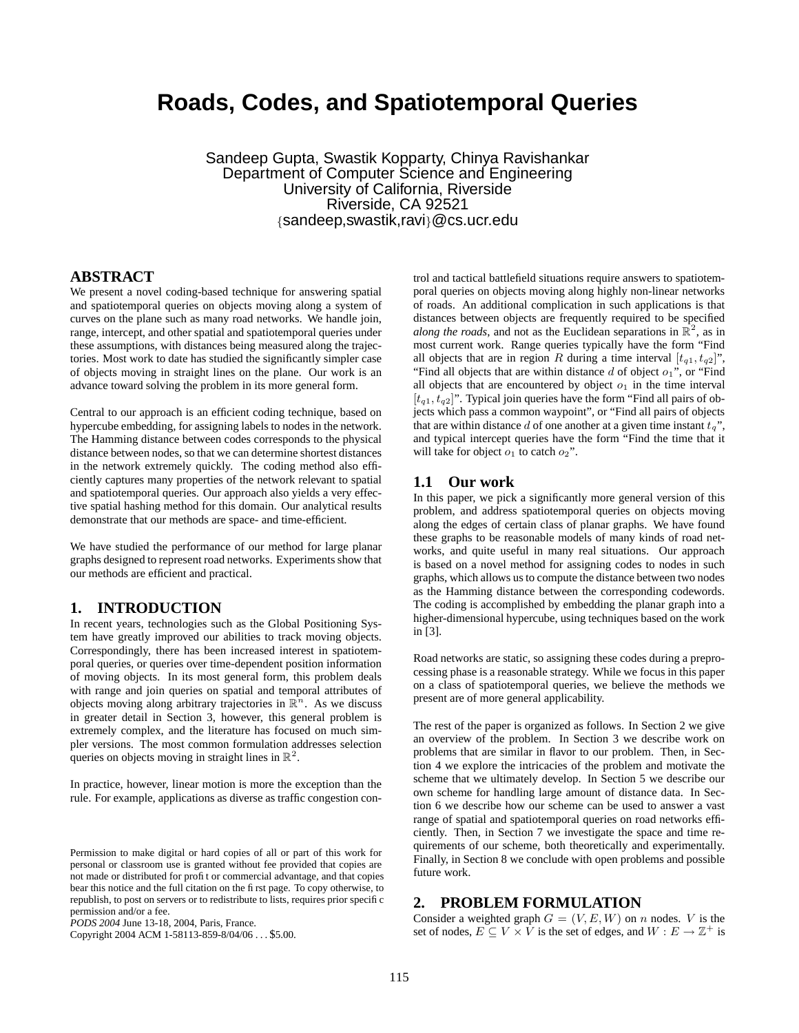# Roads, Codes, and Spatiotemporal Queries

Sandeep Gupta, Swastik Kopparty, Chinya Ravishankar
Department of Computer Science and Engineering
University of California, Riverside
Riverside, CA 92521
{sandeep,swastik,ravi}@cs.ucr.edu

## ABSTRACT

We present a novel coding-based technique for answering spatial and spatiotemporal queries on objects moving along a system of curves on the plane such as many road networks. We handle join, range, intercept, and other spatial and spatiotemporal queries under these assumptions, with distances being measured along the trajectories. Most work to date has studied the significantly simpler case of objects moving in straight lines on the plane. Our work is an advance toward solving the problem in its more general form.

Central to our approach is an efficient coding technique, based on hypercube embedding, for assigning labels to nodes in the network. The Hamming distance between codes corresponds to the physical distance between nodes, so that we can determine shortest distances in the network extremely quickly. The coding method also efficiently captures many properties of the network relevant to spatial and spatiotemporal queries. Our approach also yields a very effective spatial hashing method for this domain. Our analytical results demonstrate that our methods are space- and time-efficient.

We have studied the performance of our method for large planar graphs designed to represent road networks. Experiments show that our methods are efficient and practical.

## 1. INTRODUCTION

In recent years, technologies such as the Global Positioning System have greatly improved our abilities to track moving objects. Correspondingly, there has been increased interest in spatiotemporal queries, or queries over time-dependent position information of moving objects. In its most general form, this problem deals with range and join queries on spatial and temporal attributes of objects moving along arbitrary trajectories in $\mathbb{R}^n$. As we discuss in greater detail in Section 3, however, this general problem is extremely complex, and the literature has focused on much simpler versions. The most common formulation addresses selection queries on objects moving in straight lines in $\mathbb{R}^2$.

In practice, however, linear motion is more the exception than the rule. For example, applications as diverse as traffic congestion control and tactical battlefield situations require answers to spatiotemporal queries on objects moving along highly non-linear networks of roads. An additional complication in such applications is that distances between objects are frequently required to be specified *along the roads*, and not as the Euclidean separations in $\mathbb{R}^2$, as in most current work. Range queries typically have the form "Find all objects that are in region $R$ during a time interval $[t_{q1}, t_{q2}]$", "Find all objects that are within distance $d$ of object $o_1$", or "Find all objects that are encountered by object $o_1$ in the time interval $[t_{q1}, t_{q2}]$". Typical join queries have the form "Find all pairs of objects which pass a common waypoint", or "Find all pairs of objects that are within distance $d$ of one another at a given time instant $t_q$", and typical intercept queries have the form "Find the time that it will take for object $o_1$ to catch $o_2$".

### 1.1 Our work

In this paper, we pick a significantly more general version of this problem, and address spatiotemporal queries on objects moving along the edges of certain class of planar graphs. We have found these graphs to be reasonable models of many kinds of road networks, and quite useful in many real situations. Our approach is based on a novel method for assigning codes to nodes in such graphs, which allows us to compute the distance between two nodes as the Hamming distance between the corresponding codewords. The coding is accomplished by embedding the planar graph into a higher-dimensional hypercube, using techniques based on the work in [3].

Road networks are static, so assigning these codes during a preprocessing phase is a reasonable strategy. While we focus in this paper on a class of spatiotemporal queries, we believe the methods we present are of more general applicability.

The rest of the paper is organized as follows. In Section 2 we give an overview of the problem. In Section 3 we describe work on problems that are similar in flavor to our problem. Then, in Section 4 we explore the intricacies of the problem and motivate the scheme that we ultimately develop. In Section 5 we describe our own scheme for handling large amount of distance data. In Section 6 we describe how our scheme can be used to answer a vast range of spatial and spatiotemporal queries on road networks efficiently. Then, in Section 7 we investigate the space and time requirements of our scheme, both theoretically and experimentally. Finally, in Section 8 we conclude with open problems and possible future work.

## 2. PROBLEM FORMULATION

Consider a weighted graph $G = (V, E, W)$ on $n$ nodes. $V$ is the set of nodes, $E \subseteq V \times V$ is the set of edges, and $W : E \rightarrow \mathbb{Z}^+$ is

Permission to make digital or hard copies of all or part of this work for personal or classroom use is granted without fee provided that copies are not made or distributed for profit or commercial advantage, and that copies bear this notice and the full citation on the first page. To copy otherwise, to republish, to post on servers or to redistribute to lists, requires prior specific permission and/or a fee.
*PODS 2004* June 13-18, 2004, Paris, France.
Copyright 2004 ACM 1-58113-859-8/04/06 . . . $5.00.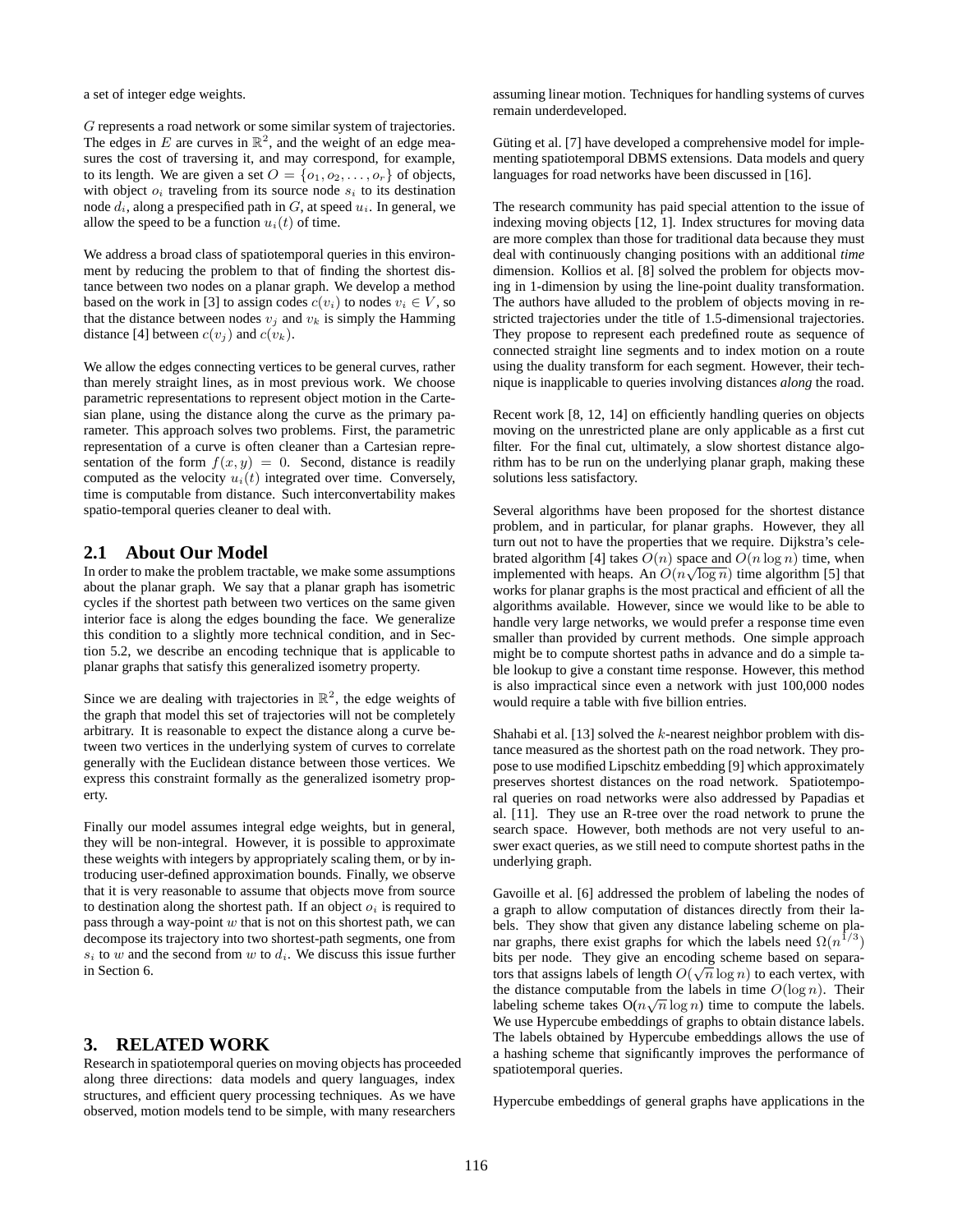a set of integer edge weights.

$G$ represents a road network or some similar system of trajectories. The edges in $E$ are curves in $\mathbb{R}^2$, and the weight of an edge measures the cost of traversing it, and may correspond, for example, to its length. We are given a set $O = \{o_1, o_2, \ldots, o_r\}$ of objects, with object $o_i$ traveling from its source node $s_i$ to its destination node $d_i$, along a prespecified path in $G$, at speed $u_i$. In general, we allow the speed to be a function $u_i(t)$ of time.

We address a broad class of spatiotemporal queries in this environment by reducing the problem to that of finding the shortest distance between two nodes on a planar graph. We develop a method based on the work in [3] to assign codes $c(v_i)$ to nodes $v_i \in V$, so that the distance between nodes $v_j$ and $v_k$ is simply the Hamming distance [4] between $c(v_j)$ and $c(v_k)$.

We allow the edges connecting vertices to be general curves, rather than merely straight lines, as in most previous work. We choose parametric representations to represent object motion in the Cartesian plane, using the distance along the curve as the primary parameter. This approach solves two problems. First, the parametric representation of a curve is often cleaner than a Cartesian representation of the form $f(x, y) = 0$. Second, distance is readily computed as the velocity $u_i(t)$ integrated over time. Conversely, time is computable from distance. Such interconvertability makes spatio-temporal queries cleaner to deal with.

## 2.1 About Our Model

In order to make the problem tractable, we make some assumptions about the planar graph. We say that a planar graph has isometric cycles if the shortest path between two vertices on the same given interior face is along the edges bounding the face. We generalize this condition to a slightly more technical condition, and in Section 5.2, we describe an encoding technique that is applicable to planar graphs that satisfy this generalized isometry property.

Since we are dealing with trajectories in $\mathbb{R}^2$, the edge weights of the graph that model this set of trajectories will not be completely arbitrary. It is reasonable to expect the distance along a curve between two vertices in the underlying system of curves to correlate generally with the Euclidean distance between those vertices. We express this constraint formally as the generalized isometry property.

Finally our model assumes integral edge weights, but in general, they will be non-integral. However, it is possible to approximate these weights with integers by appropriately scaling them, or by introducing user-defined approximation bounds. Finally, we observe that it is very reasonable to assume that objects move from source to destination along the shortest path. If an object $o_i$ is required to pass through a way-point $w$ that is not on this shortest path, we can decompose its trajectory into two shortest-path segments, one from $s_i$ to $w$ and the second from $w$ to $d_i$. We discuss this issue further in Section 6.

# 3. RELATED WORK

Research in spatiotemporal queries on moving objects has proceeded along three directions: data models and query languages, index structures, and efficient query processing techniques. As we have observed, motion models tend to be simple, with many researchers assuming linear motion. Techniques for handling systems of curves remain underdeveloped.

Güting et al. [7] have developed a comprehensive model for implementing spatiotemporal DBMS extensions. Data models and query languages for road networks have been discussed in [16].

The research community has paid special attention to the issue of indexing moving objects [12, 1]. Index structures for moving data are more complex than those for traditional data because they must deal with continuously changing positions with an additional *time* dimension. Kollios et al. [8] solved the problem for objects moving in 1-dimension by using the line-point duality transformation. The authors have alluded to the problem of objects moving in restricted trajectories under the title of 1.5-dimensional trajectories. They propose to represent each predefined route as sequence of connected straight line segments and to index motion on a route using the duality transform for each segment. However, their technique is inapplicable to queries involving distances *along* the road.

Recent work [8, 12, 14] on efficiently handling queries on objects moving on the unrestricted plane are only applicable as a first cut filter. For the final cut, ultimately, a slow shortest distance algorithm has to be run on the underlying planar graph, making these solutions less satisfactory.

Several algorithms have been proposed for the shortest distance problem, and in particular, for planar graphs. However, they all turn out not to have the properties that we require. Dijkstra's celebrated algorithm [4] takes $O(n)$ space and $O(n \log n)$ time, when implemented with heaps. An $O(n\sqrt{\log n})$ time algorithm [5] that works for planar graphs is the most practical and efficient of all the algorithms available. However, since we would like to be able to handle very large networks, we would prefer a response time even smaller than provided by current methods. One simple approach might be to compute shortest paths in advance and do a simple table lookup to give a constant time response. However, this method is also impractical since even a network with just 100,000 nodes would require a table with five billion entries.

Shahabi et al. [13] solved the $k$-nearest neighbor problem with distance measured as the shortest path on the road network. They propose to use modified Lipschitz embedding [9] which approximately preserves shortest distances on the road network. Spatiotemporal queries on road networks were also addressed by Papadias et al. [11]. They use an R-tree over the road network to prune the search space. However, both methods are not very useful to answer exact queries, as we still need to compute shortest paths in the underlying graph.

Gavoille et al. [6] addressed the problem of labeling the nodes of a graph to allow computation of distances directly from their labels. They show that given any distance labeling scheme on planar graphs, there exist graphs for which the labels need $\Omega(n^{1/3})$ bits per node. They give an encoding scheme based on separators that assigns labels of length $O(\sqrt{n} \log n)$ to each vertex, with the distance computable from the labels in time $O(\log n)$. Their labeling scheme takes $O(n\sqrt{n} \log n)$ time to compute the labels. We use Hypercube embeddings of graphs to obtain distance labels. The labels obtained by Hypercube embeddings allows the use of a hashing scheme that significantly improves the performance of spatiotemporal queries.

Hypercube embeddings of general graphs have applications in the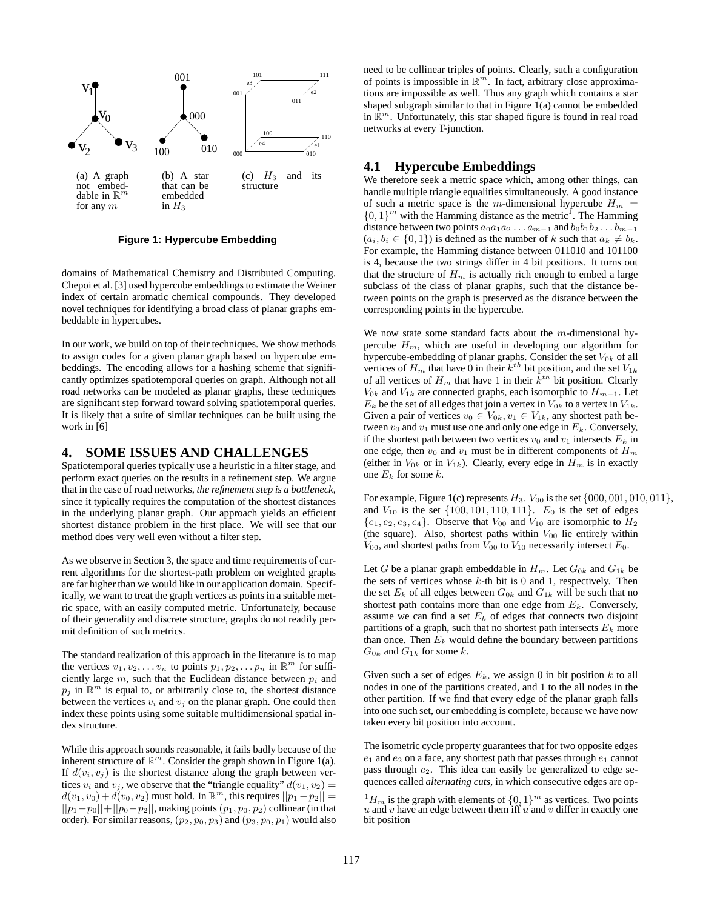(a) A graph not embeddable in $\mathbb{R}^m$ for any $m$

(b) A star that can be embedded in $H_3$

(c) $H_3$ and its structure

**Figure 1: Hypercube Embedding**

domains of Mathematical Chemistry and Distributed Computing. Chepoi et al. [3] used hypercube embeddings to estimate the Weiner index of certain aromatic chemical compounds. They developed novel techniques for identifying a broad class of planar graphs embeddable in hypercubes.

In our work, we build on top of their techniques. We show methods to assign codes for a given planar graph based on hypercube embeddings. The encoding allows for a hashing scheme that significantly optimizes spatiotemporal queries on graph. Although not all road networks can be modeled as planar graphs, these techniques are significant step forward toward solving spatiotemporal queries. It is likely that a suite of similar techniques can be built using the work in [6]

## 4. SOME ISSUES AND CHALLENGES

Spatiotemporal queries typically use a heuristic in a filter stage, and perform exact queries on the results in a refinement step. We argue that in the case of road networks, *the refinement step is a bottleneck*, since it typically requires the computation of the shortest distances in the underlying planar graph. Our approach yields an efficient shortest distance problem in the first place. We will see that our method does very well even without a filter step.

As we observe in Section 3, the space and time requirements of current algorithms for the shortest-path problem on weighted graphs are far higher than we would like in our application domain. Specifically, we want to treat the graph vertices as points in a suitable metric space, with an easily computed metric. Unfortunately, because of their generality and discrete structure, graphs do not readily permit definition of such metrics.

The standard realization of this approach in the literature is to map the vertices $v_1, v_2, \ldots v_n$ to points $p_1, p_2, \ldots p_n$ in $\mathbb{R}^m$ for sufficiently large $m$, such that the Euclidean distance between $p_i$ and $p_j$ in $\mathbb{R}^m$ is equal to, or arbitrarily close to, the shortest distance between the vertices $v_i$ and $v_j$ on the planar graph. One could then index these points using some suitable multidimensional spatial index structure.

While this approach sounds reasonable, it fails badly because of the inherent structure of $\mathbb{R}^m$. Consider the graph shown in Figure 1(a). If $d(v_i, v_j)$ is the shortest distance along the graph between vertices $v_i$ and $v_j$, we observe that the "triangle equality" $d(v_1, v_2) = d(v_1, v_0) + d(v_0, v_2)$ must hold. In $\mathbb{R}^m$, this requires $||p_1 - p_2|| = ||p_1 - p_0|| + ||p_0 - p_2||$, making points $(p_1, p_0, p_2)$ collinear (in that order). For similar reasons, $(p_2, p_0, p_3)$ and $(p_3, p_0, p_1)$ would also need to be collinear triples of points. Clearly, such a configuration of points is impossible in $\mathbb{R}^m$. In fact, arbitrary close approximations are impossible as well. Thus any graph which contains a star shaped subgraph similar to that in Figure 1(a) cannot be embedded in $\mathbb{R}^m$. Unfortunately, this star shaped figure is found in real road networks at every T-junction.

### 4.1 Hypercube Embeddings

We therefore seek a metric space which, among other things, can handle multiple triangle equalities simultaneously. A good instance of such a metric space is the $m$-dimensional hypercube $H_m = \{0,1\}^m$ with the Hamming distance as the metric[1]. The Hamming distance between two points $a_0a_1a_2\ldots a_{m-1}$ and $b_0b_1b_2\ldots b_{m-1}$ ($a_i, b_i \in \{0,1\}$) is defined as the number of $k$ such that $a_k \neq b_k$. For example, the Hamming distance between 011010 and 101100 is 4, because the two strings differ in 4 bit positions. It turns out that the structure of $H_m$ is actually rich enough to embed a large subclass of the class of planar graphs, such that the distance between points on the graph is preserved as the distance between the corresponding points in the hypercube.

We now state some standard facts about the $m$-dimensional hypercube $H_m$, which are useful in developing our algorithm for hypercube-embedding of planar graphs. Consider the set $V_{0k}$ of all vertices of $H_m$ that have 0 in their $k^{th}$ bit position, and the set $V_{1k}$ of all vertices of $H_m$ that have 1 in their $k^{th}$ bit position. Clearly $V_{0k}$ and $V_{1k}$ are connected graphs, each isomorphic to $H_{m-1}$. Let $E_k$ be the set of all edges that join a vertex in $V_{0k}$ to a vertex in $V_{1k}$. Given a pair of vertices $v_0 \in V_{0k}, v_1 \in V_{1k}$, any shortest path between $v_0$ and $v_1$ must use one and only one edge in $E_k$. Conversely, if the shortest path between two vertices $v_0$ and $v_1$ intersects $E_k$ in one edge, then $v_0$ and $v_1$ must be in different components of $H_m$ (either in $V_{0k}$ or in $V_{1k}$). Clearly, every edge in $H_m$ is in exactly one $E_k$ for some $k$.

For example, Figure 1(c) represents $H_3$. $V_{00}$ is the set $\{000, 001, 010, 011\}$, and $V_{10}$ is the set $\{100, 101, 110, 111\}$. $E_0$ is the set of edges $\{e_1, e_2, e_3, e_4\}$. Observe that $V_{00}$ and $V_{10}$ are isomorphic to $H_2$ (the square). Also, shortest paths within $V_{00}$ lie entirely within $V_{00}$, and shortest paths from $V_{00}$ to $V_{10}$ necessarily intersect $E_0$.

Let $G$ be a planar graph embeddable in $H_m$. Let $G_{0k}$ and $G_{1k}$ be the sets of vertices whose $k$-th bit is 0 and 1, respectively. Then the set $E_k$ of all edges between $G_{0k}$ and $G_{1k}$ will be such that no shortest path contains more than one edge from $E_k$. Conversely, assume we can find a set $E_k$ of edges that connects two disjoint partitions of a graph, such that no shortest path intersects $E_k$ more than once. Then $E_k$ would define the boundary between partitions $G_{0k}$ and $G_{1k}$ for some $k$.

Given such a set of edges $E_k$, we assign 0 in bit position $k$ to all nodes in one of the partitions created, and 1 to the all nodes in the other partition. If we find that every edge of the planar graph falls into one such set, our embedding is complete, because we have now taken every bit position into account.

The isometric cycle property guarantees that for two opposite edges $e_1$ and $e_2$ on a face, any shortest path that passes through $e_1$ cannot pass through $e_2$. This idea can easily be generalized to edge sequences called *alternating cuts*, in which consecutive edges are op-

[1] $H_m$ is the graph with elements of $\{0,1\}^m$ as vertices. Two points $u$ and $v$ have an edge between them iff $u$ and $v$ differ in exactly one bit position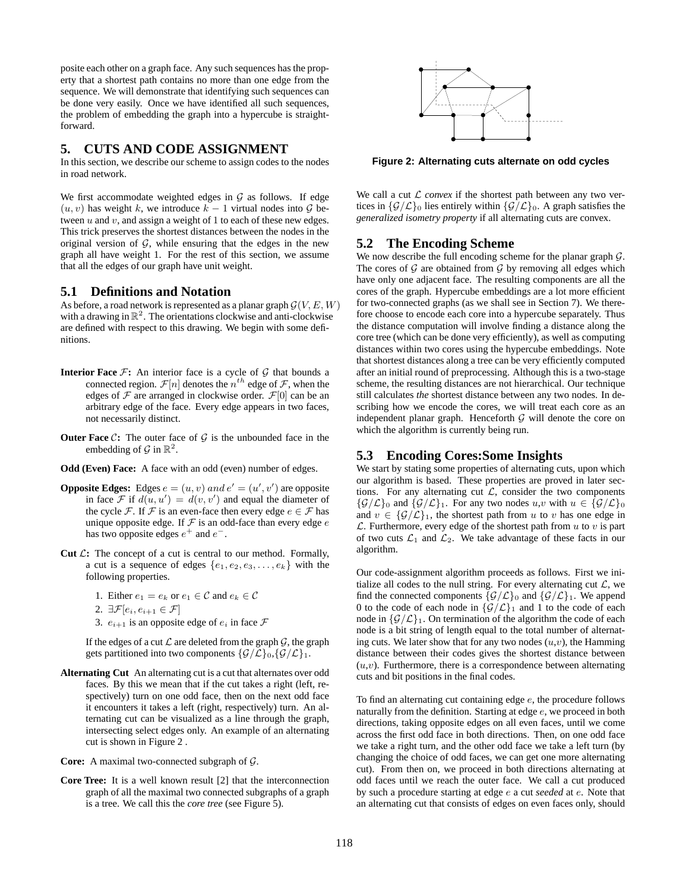posite each other on a graph face. Any such sequences has the property that a shortest path contains no more than one edge from the sequence. We will demonstrate that identifying such sequences can be done very easily. Once we have identified all such sequences, the problem of embedding the graph into a hypercube is straightforward.

## 5. CUTS AND CODE ASSIGNMENT

In this section, we describe our scheme to assign codes to the nodes in road network.

We first accommodate weighted edges in $\mathcal{G}$ as follows. If edge $(u, v)$ has weight $k$, we introduce $k - 1$ virtual nodes into $\mathcal{G}$ between $u$ and $v$, and assign a weight of 1 to each of these new edges. This trick preserves the shortest distances between the nodes in the original version of $\mathcal{G}$, while ensuring that the edges in the new graph all have weight 1. For the rest of this section, we assume that all the edges of our graph have unit weight.

### 5.1 Definitions and Notation

As before, a road network is represented as a planar graph $\mathcal{G}(V, E, W)$ with a drawing in $\mathbb{R}^2$. The orientations clockwise and anti-clockwise are defined with respect to this drawing. We begin with some definitions.

**Interior Face $\mathcal{F}$:** An interior face is a cycle of $\mathcal{G}$ that bounds a connected region. $\mathcal{F}[n]$ denotes the $n^{th}$ edge of $\mathcal{F}$, when the edges of $\mathcal{F}$ are arranged in clockwise order. $\mathcal{F}[0]$ can be an arbitrary edge of the face. Every edge appears in two faces, not necessarily distinct.

**Outer Face $\mathcal{C}$:** The outer face of $\mathcal{G}$ is the unbounded face in the embedding of $\mathcal{G}$ in $\mathbb{R}^2$.

**Odd (Even) Face:** A face with an odd (even) number of edges.

**Opposite Edges:** Edges $e = (u, v)$ *and* $e' = (u', v')$ are opposite in face $\mathcal{F}$ if $d(u, u') = d(v, v')$ and equal the diameter of the cycle $\mathcal{F}$. If $\mathcal{F}$ is an even-face then every edge $e \in \mathcal{F}$ has unique opposite edge. If $\mathcal{F}$ is an odd-face than every edge $e$ has two opposite edges $e^+$ and $e^-$.

**Cut $\mathcal{L}$:** The concept of a cut is central to our method. Formally, a cut is a sequence of edges $\{e_1, e_2, e_3, \ldots, e_k\}$ with the following properties.

1. Either $e_1 = e_k$ or $e_1 \in \mathcal{C}$ and $e_k \in \mathcal{C}$
2. $\exists \mathcal{F}[e_i, e_{i+1} \in \mathcal{F}]$
3. $e_{i+1}$ is an opposite edge of $e_i$ in face $\mathcal{F}$

If the edges of a cut $\mathcal{L}$ are deleted from the graph $\mathcal{G}$, the graph gets partitioned into two components $\{\mathcal{G}/\mathcal{L}\}_0$,$\{\mathcal{G}/\mathcal{L}\}_1$.

**Alternating Cut** An alternating cut is a cut that alternates over odd faces. By this we mean that if the cut takes a right (left, respectively) turn on one odd face, then on the next odd face it encounters it takes a left (right, respectively) turn. An alternating cut can be visualized as a line through the graph, intersecting select edges only. An example of an alternating cut is shown in Figure 2 .

**Core:** A maximal two-connected subgraph of $\mathcal{G}$.

**Core Tree:** It is a well known result [2] that the interconnection graph of all the maximal two connected subgraphs of a graph is a tree. We call this the *core tree* (see Figure 5).

**Figure 2: Alternating cuts alternate on odd cycles**

We call a cut $\mathcal{L}$ *convex* if the shortest path between any two vertices in $\{\mathcal{G}/\mathcal{L}\}_0$ lies entirely within $\{\mathcal{G}/\mathcal{L}\}_0$. A graph satisfies the *generalized isometry property* if all alternating cuts are convex.

### 5.2 The Encoding Scheme

We now describe the full encoding scheme for the planar graph $\mathcal{G}$. The cores of $\mathcal{G}$ are obtained from $\mathcal{G}$ by removing all edges which have only one adjacent face. The resulting components are all the cores of the graph. Hypercube embeddings are a lot more efficient for two-connected graphs (as we shall see in Section 7). We therefore choose to encode each core into a hypercube separately. Thus the distance computation will involve finding a distance along the core tree (which can be done very efficiently), as well as computing distances within two cores using the hypercube embeddings. Note that shortest distances along a tree can be very efficiently computed after an initial round of preprocessing. Although this is a two-stage scheme, the resulting distances are not hierarchical. Our technique still calculates *the* shortest distance between any two nodes. In describing how we encode the cores, we will treat each core as an independent planar graph. Henceforth $\mathcal{G}$ will denote the core on which the algorithm is currently being run.

### 5.3 Encoding Cores:Some Insights

We start by stating some properties of alternating cuts, upon which our algorithm is based. These properties are proved in later sections. For any alternating cut $\mathcal{L}$, consider the two components $\{\mathcal{G}/\mathcal{L}\}_0$ and $\{\mathcal{G}/\mathcal{L}\}_1$. For any two nodes $u$,$v$ with $u \in \{\mathcal{G}/\mathcal{L}\}_0$ and $v \in \{\mathcal{G}/\mathcal{L}\}_1$, the shortest path from $u$ to $v$ has one edge in $\mathcal{L}$. Furthermore, every edge of the shortest path from $u$ to $v$ is part of two cuts $\mathcal{L}_1$ and $\mathcal{L}_2$. We take advantage of these facts in our algorithm.

Our code-assignment algorithm proceeds as follows. First we initialize all codes to the null string. For every alternating cut $\mathcal{L}$, we find the connected components $\{\mathcal{G}/\mathcal{L}\}_0$ and $\{\mathcal{G}/\mathcal{L}\}_1$. We append 0 to the code of each node in $\{\mathcal{G}/\mathcal{L}\}_1$ and 1 to the code of each node in $\{\mathcal{G}/\mathcal{L}\}_1$. On termination of the algorithm the code of each node is a bit string of length equal to the total number of alternating cuts. We later show that for any two nodes ($u$,$v$), the Hamming distance between their codes gives the shortest distance between ($u$,$v$). Furthermore, there is a correspondence between alternating cuts and bit positions in the final codes.

To find an alternating cut containing edge $e$, the procedure follows naturally from the definition. Starting at edge $e$, we proceed in both directions, taking opposite edges on all even faces, until we come across the first odd face in both directions. Then, on one odd face we take a right turn, and the other odd face we take a left turn (by changing the choice of odd faces, we can get one more alternating cut). From then on, we proceed in both directions alternating at odd faces until we reach the outer face. We call a cut produced by such a procedure starting at edge $e$ a cut *seeded* at $e$. Note that an alternating cut that consists of edges on even faces only, should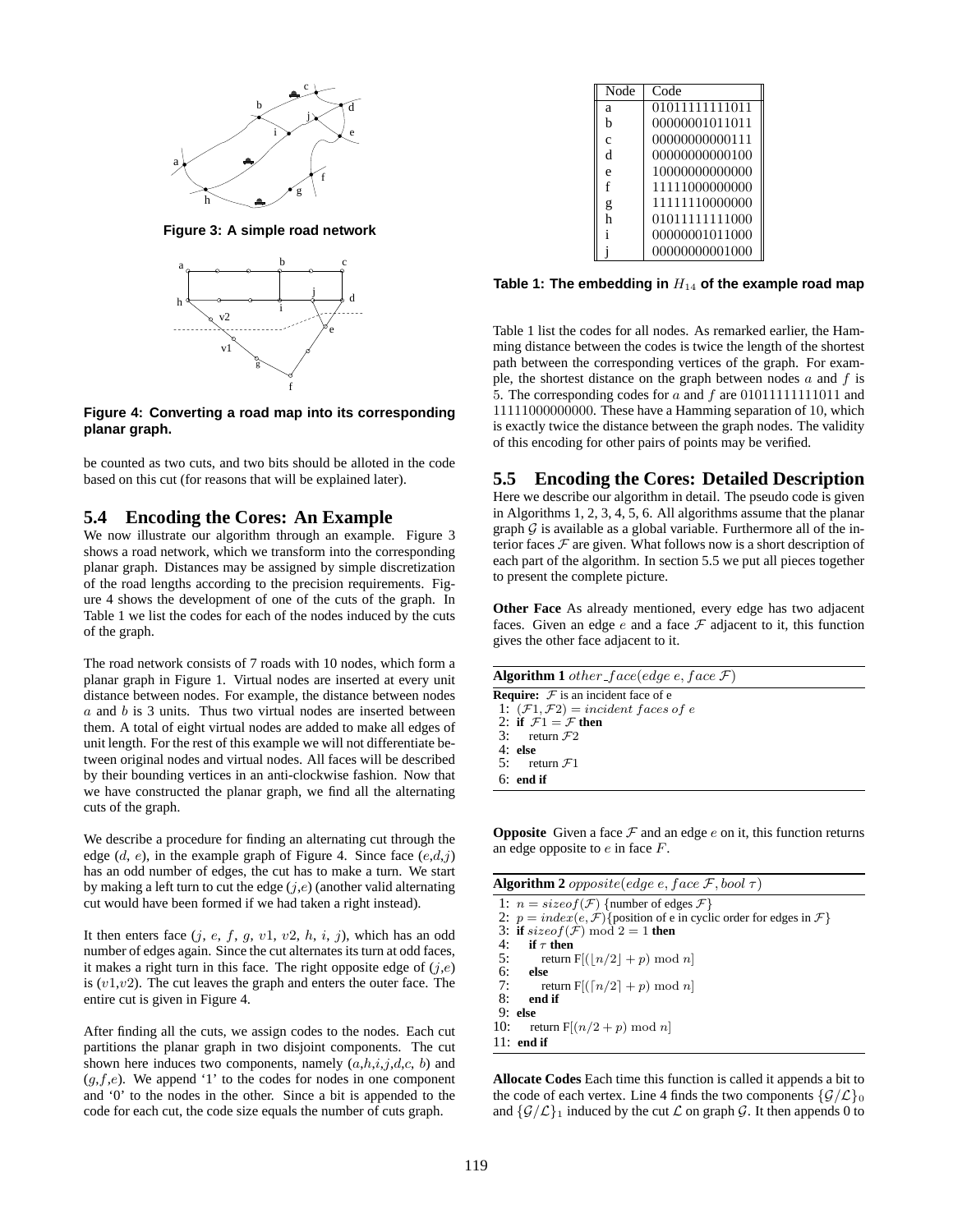Figure 3: A simple road network

Figure 4: Converting a road map into its corresponding planar graph.

be counted as two cuts, and two bits should be alloted in the code based on this cut (for reasons that will be explained later).

## 5.4 Encoding the Cores: An Example

We now illustrate our algorithm through an example. Figure 3 shows a road network, which we transform into the corresponding planar graph. Distances may be assigned by simple discretization of the road lengths according to the precision requirements. Figure 4 shows the development of one of the cuts of the graph. In Table 1 we list the codes for each of the nodes induced by the cuts of the graph.

The road network consists of 7 roads with 10 nodes, which form a planar graph in Figure 1. Virtual nodes are inserted at every unit distance between nodes. For example, the distance between nodes $a$ and $b$ is 3 units. Thus two virtual nodes are inserted between them. A total of eight virtual nodes are added to make all edges of unit length. For the rest of this example we will not differentiate between original nodes and virtual nodes. All faces will be described by their bounding vertices in an anti-clockwise fashion. Now that we have constructed the planar graph, we find all the alternating cuts of the graph.

We describe a procedure for finding an alternating cut through the edge ($d$, $e$), in the example graph of Figure 4. Since face ($e$,$d$,$j$) has an odd number of edges, the cut has to make a turn. We start by making a left turn to cut the edge ($j$,$e$) (another valid alternating cut would have been formed if we had taken a right instead).

It then enters face ($j$, $e$, $f$, $g$, $v1$, $v2$, $h$, $i$, $j$), which has an odd number of edges again. Since the cut alternates its turn at odd faces, it makes a right turn in this face. The right opposite edge of ($j$,$e$) is ($v1$,$v2$). The cut leaves the graph and enters the outer face. The entire cut is given in Figure 4.

After finding all the cuts, we assign codes to the nodes. Each cut partitions the planar graph in two disjoint components. The cut shown here induces two components, namely ($a$,$h$,$i$,$j$,$d$,$c$, $b$) and ($g$,$f$,$e$). We append '1' to the codes for nodes in one component and '0' to the nodes in the other. Since a bit is appended to the code for each cut, the code size equals the number of cuts graph.

| Node | Code |
|---|---|
| a | 01011111111011 |
| b | 00000001011011 |
| c | 00000000000111 |
| d | 00000000000100 |
| e | 10000000000000 |
| f | 11111000000000 |
| g | 11111110000000 |
| h | 01011111111000 |
| i | 00000001011000 |
| j | 00000000001000 |

Table 1: The embedding in $H_{14}$ of the example road map

Table 1 list the codes for all nodes. As remarked earlier, the Hamming distance between the codes is twice the length of the shortest path between the corresponding vertices of the graph. For example, the shortest distance on the graph between nodes $a$ and $f$ is 5. The corresponding codes for $a$ and $f$ are 01011111111011 and 11111000000000. These have a Hamming separation of 10, which is exactly twice the distance between the graph nodes. The validity of this encoding for other pairs of points may be verified.

## 5.5 Encoding the Cores: Detailed Description

Here we describe our algorithm in detail. The pseudo code is given in Algorithms 1, 2, 3, 4, 5, 6. All algorithms assume that the planar graph $\mathcal{G}$ is available as a global variable. Furthermore all of the interior faces $\mathcal{F}$ are given. What follows now is a short description of each part of the algorithm. In section 5.5 we put all pieces together to present the complete picture.

**Other Face** As already mentioned, every edge has two adjacent faces. Given an edge $e$ and a face $\mathcal{F}$ adjacent to it, this function gives the other face adjacent to it.

**Algorithm 1** $other\_face(edge\ e, face\ \mathcal{F})$

```
Require: F is an incident face of e
1: (F1, F2) = incident faces of e
2: if F1 = F then
3:    return F2
4: else
5:    return F1
6: end if
```

**Opposite** Given a face $\mathcal{F}$ and an edge $e$ on it, this function returns an edge opposite to $e$ in face $F$.

**Algorithm 2** $opposite(edge\ e, face\ \mathcal{F}, bool\ \tau)$

```
1: n = sizeof(F) {number of edges F}
2: p = index(e, F){position of e in cyclic order for edges in F}
3: if sizeof(F) mod 2 = 1 then
4:    if τ then
5:       return F[(⌊n/2⌋ + p) mod n]
6:    else
7:       return F[(⌈n/2⌉ + p) mod n]
8:    end if
9: else
10:   return F[(n/2 + p) mod n]
11: end if
```

**Allocate Codes** Each time this function is called it appends a bit to the code of each vertex. Line 4 finds the two components $\{\mathcal{G}/\mathcal{L}\}_0$ and $\{\mathcal{G}/\mathcal{L}\}_1$ induced by the cut $\mathcal{L}$ on graph $\mathcal{G}$. It then appends 0 to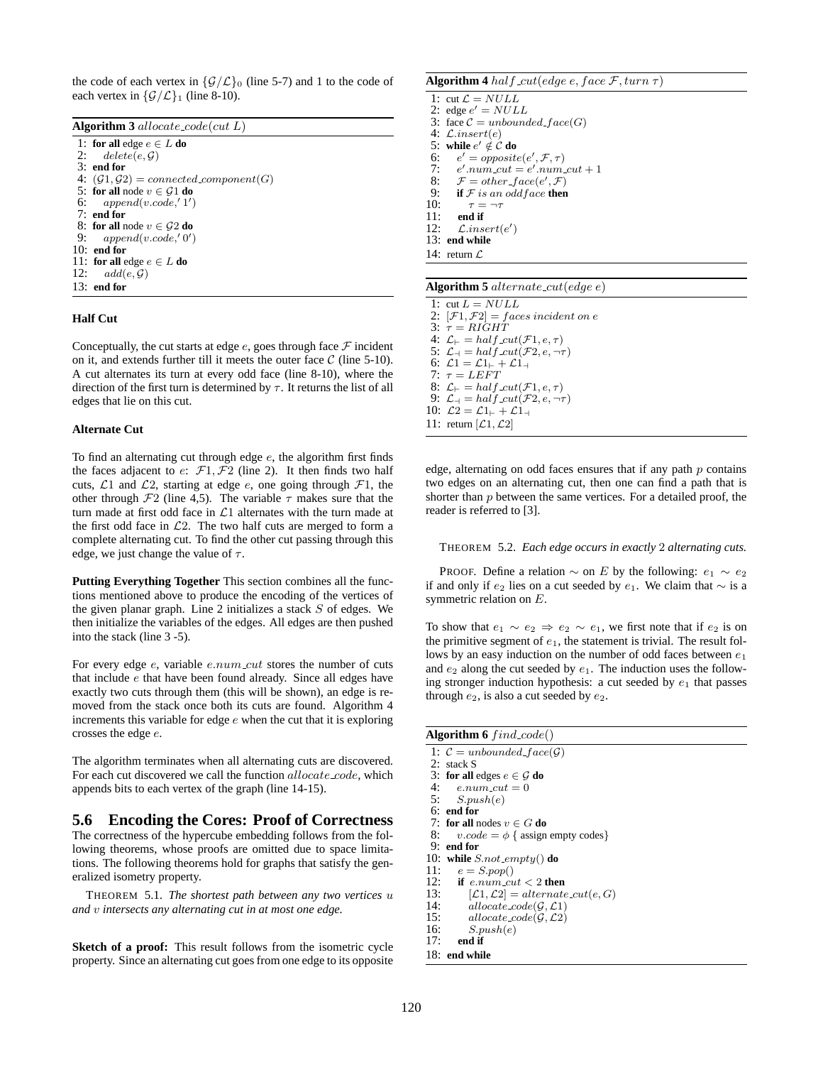the code of each vertex in $\{\mathcal{G}/\mathcal{L}\}_0$ (line 5-7) and 1 to the code of each vertex in $\{\mathcal{G}/\mathcal{L}\}_1$ (line 8-10).

**Algorithm 3** $allocate\_code(cut\ L)$

```
1:  for all edge e ∈ L do
2:     delete(e, G)
3:  end for
4:  (G1, G2) = connected_component(G)
5:  for all node v ∈ G1 do
6:     append(v.code, '1')
7:  end for
8:  for all node v ∈ G2 do
9:     append(v.code, '0')
10: end for
11: for all edge e ∈ L do
12:    add(e, G)
13: end for
```

**Half Cut**

Conceptually, the cut starts at edge $e$, goes through face $\mathcal{F}$ incident on it, and extends further till it meets the outer face $\mathcal{C}$ (line 5-10). A cut alternates its turn at every odd face (line 8-10), where the direction of the first turn is determined by $\tau$. It returns the list of all edges that lie on this cut.

**Alternate Cut**

To find an alternating cut through edge $e$, the algorithm first finds the faces adjacent to $e$: $\mathcal{F}1, \mathcal{F}2$ (line 2). It then finds two half cuts, $\mathcal{L}1$ and $\mathcal{L}2$, starting at edge $e$, one going through $\mathcal{F}1$, the other through $\mathcal{F}2$ (line 4,5). The variable $\tau$ makes sure that the turn made at first odd face in $\mathcal{L}1$ alternates with the turn made at the first odd face in $\mathcal{L}2$. The two half cuts are merged to form a complete alternating cut. To find the other cut passing through this edge, we just change the value of $\tau$.

**Putting Everything Together** This section combines all the functions mentioned above to produce the encoding of the vertices of the given planar graph. Line 2 initializes a stack $S$ of edges. We then initialize the variables of the edges. All edges are then pushed into the stack (line 3 -5).

For every edge $e$, variable $e.num\_cut$ stores the number of cuts that include $e$ that have been found already. Since all edges have exactly two cuts through them (this will be shown), an edge is removed from the stack once both its cuts are found. Algorithm 4 increments this variable for edge $e$ when the cut that it is exploring crosses the edge $e$.

The algorithm terminates when all alternating cuts are discovered. For each cut discovered we call the function $allocate\_code$, which appends bits to each vertex of the graph (line 14-15).

## 5.6 Encoding the Cores: Proof of Correctness

The correctness of the hypercube embedding follows from the following theorems, whose proofs are omitted due to space limitations. The following theorems hold for graphs that satisfy the generalized isometry property.

THEOREM 5.1. *The shortest path between any two vertices $u$ and $v$ intersects any alternating cut in at most one edge.*

**Sketch of a proof:** This result follows from the isometric cycle property. Since an alternating cut goes from one edge to its opposite edge, alternating on odd faces ensures that if any path $p$ contains two edges on an alternating cut, then one can find a path that is shorter than $p$ between the same vertices. For a detailed proof, the reader is referred to [3].

**Algorithm 4** $half\_cut(edge\ e, face\ \mathcal{F}, turn\ \tau)$

```
1:  cut L = NULL
2:  edge e' = NULL
3:  face C = unbounded_face(G)
4:  L.insert(e)
5:  while e' ∉ C do
6:     e' = opposite(e', F, τ)
7:     e'.num_cut = e'.num_cut + 1
8:     F = other_face(e', F)
9:     if F is an oddface then
10:       τ = ¬τ
11:    end if
12:    L.insert(e')
13: end while
14: return L
```

**Algorithm 5** $alternate\_cut(edge\ e)$

```
1:  cut L = NULL
2:  [F1, F2] = faces incident on e
3:  τ = RIGHT
4:  L⊢ = half_cut(F1, e, τ)
5:  L⊣ = half_cut(F2, e, ¬τ)
6:  L1 = L1⊢ + L1⊣
7:  τ = LEFT
8:  L⊢ = half_cut(F1, e, τ)
9:  L⊣ = half_cut(F2, e, ¬τ)
10: L2 = L1⊢ + L1⊣
11: return [L1, L2]
```

THEOREM 5.2. *Each edge occurs in exactly 2 alternating cuts.*

PROOF. Define a relation $\sim$ on $E$ by the following: $e_1 \sim e_2$ if and only if $e_2$ lies on a cut seeded by $e_1$. We claim that $\sim$ is a symmetric relation on $E$.

To show that $e_1 \sim e_2 \Rightarrow e_2 \sim e_1$, we first note that if $e_2$ is on the primitive segment of $e_1$, the statement is trivial. The result follows by an easy induction on the number of odd faces between $e_1$ and $e_2$ along the cut seeded by $e_1$. The induction uses the following stronger induction hypothesis: a cut seeded by $e_1$ that passes through $e_2$, is also a cut seeded by $e_2$.

**Algorithm 6** $find\_code()$

```
1:  C = unbounded_face(G)
2:  stack S
3:  for all edges e ∈ G do
4:     e.num_cut = 0
5:     S.push(e)
6:  end for
7:  for all nodes v ∈ G do
8:     v.code = φ { assign empty codes}
9:  end for
10: while S.not_empty() do
11:    e = S.pop()
12:    if e.num_cut < 2 then
13:       [L1, L2] = alternate_cut(e, G)
14:       allocate_code(G, L1)
15:       allocate_code(G, L2)
16:       S.push(e)
17:    end if
18: end while
```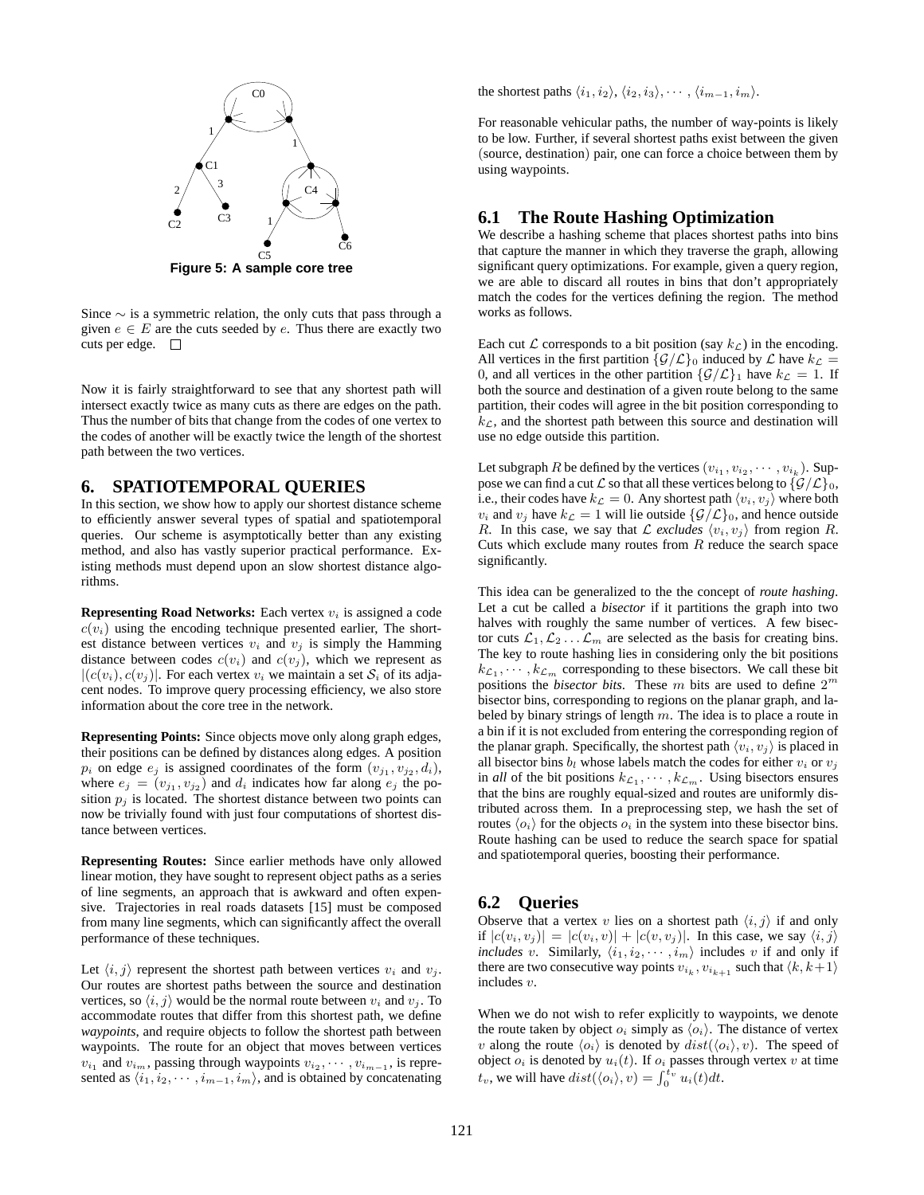Figure 5: A sample core tree

Since $\sim$ is a symmetric relation, the only cuts that pass through a given $e \in E$ are the cuts seeded by $e$. Thus there are exactly two cuts per edge. $\square$

Now it is fairly straightforward to see that any shortest path will intersect exactly twice as many cuts as there are edges on the path. Thus the number of bits that change from the codes of one vertex to the codes of another will be exactly twice the length of the shortest path between the two vertices.

## 6. SPATIOTEMPORAL QUERIES

In this section, we show how to apply our shortest distance scheme to efficiently answer several types of spatial and spatiotemporal queries. Our scheme is asymptotically better than any existing method, and also has vastly superior practical performance. Existing methods must depend upon an slow shortest distance algorithms.

**Representing Road Networks:** Each vertex $v_i$ is assigned a code $c(v_i)$ using the encoding technique presented earlier, The shortest distance between vertices $v_i$ and $v_j$ is simply the Hamming distance between codes $c(v_i)$ and $c(v_j)$, which we represent as $|(c(v_i), c(v_j)|$. For each vertex $v_i$ we maintain a set $\mathcal{S}_i$ of its adjacent nodes. To improve query processing efficiency, we also store information about the core tree in the network.

**Representing Points:** Since objects move only along graph edges, their positions can be defined by distances along edges. A position $p_i$ on edge $e_j$ is assigned coordinates of the form $(v_{j_1}, v_{j_2}, d_i)$, where $e_j = (v_{j_1}, v_{j_2})$ and $d_i$ indicates how far along $e_j$ the position $p_j$ is located. The shortest distance between two points can now be trivially found with just four computations of shortest distance between vertices.

**Representing Routes:** Since earlier methods have only allowed linear motion, they have sought to represent object paths as a series of line segments, an approach that is awkward and often expensive. Trajectories in real roads datasets [15] must be composed from many line segments, which can significantly affect the overall performance of these techniques.

Let $\langle i, j \rangle$ represent the shortest path between vertices $v_i$ and $v_j$. Our routes are shortest paths between the source and destination vertices, so $\langle i, j \rangle$ would be the normal route between $v_i$ and $v_j$. To accommodate routes that differ from this shortest path, we define *waypoints*, and require objects to follow the shortest path between waypoints. The route for an object that moves between vertices $v_{i_1}$ and $v_{i_m}$, passing through waypoints $v_{i_2}, \cdots, v_{i_{m-1}}$, is represented as $\langle i_1, i_2, \cdots, i_{m-1}, i_m \rangle$, and is obtained by concatenating the shortest paths $\langle i_1, i_2 \rangle, \langle i_2, i_3 \rangle, \cdots, \langle i_{m-1}, i_m \rangle$.

For reasonable vehicular paths, the number of way-points is likely to be low. Further, if several shortest paths exist between the given (source, destination) pair, one can force a choice between them by using waypoints.

### 6.1 The Route Hashing Optimization

We describe a hashing scheme that places shortest paths into bins that capture the manner in which they traverse the graph, allowing significant query optimizations. For example, given a query region, we are able to discard all routes in bins that don't appropriately match the codes for the vertices defining the region. The method works as follows.

Each cut $\mathcal{L}$ corresponds to a bit position (say $k_{\mathcal{L}}$) in the encoding. All vertices in the first partition $\{\mathcal{G}/\mathcal{L}\}_0$ induced by $\mathcal{L}$ have $k_{\mathcal{L}} = 0$, and all vertices in the other partition $\{\mathcal{G}/\mathcal{L}\}_1$ have $k_{\mathcal{L}} = 1$. If both the source and destination of a given route belong to the same partition, their codes will agree in the bit position corresponding to $k_{\mathcal{L}}$, and the shortest path between this source and destination will use no edge outside this partition.

Let subgraph $R$ be defined by the vertices $(v_{i_1}, v_{i_2}, \cdots, v_{i_k})$. Suppose we can find a cut $\mathcal{L}$ so that all these vertices belong to $\{\mathcal{G}/\mathcal{L}\}_0$, i.e., their codes have $k_{\mathcal{L}} = 0$. Any shortest path $\langle v_i, v_j \rangle$ where both $v_i$ and $v_j$ have $k_{\mathcal{L}} = 1$ will lie outside $\{\mathcal{G}/\mathcal{L}\}_0$, and hence outside $R$. In this case, we say that $\mathcal{L}$ *excludes* $\langle v_i, v_j \rangle$ from region $R$. Cuts which exclude many routes from $R$ reduce the search space significantly.

This idea can be generalized to the the concept of *route hashing*. Let a cut be called a *bisector* if it partitions the graph into two halves with roughly the same number of vertices. A few bisector cuts $\mathcal{L}_1, \mathcal{L}_2 \ldots \mathcal{L}_m$ are selected as the basis for creating bins. The key to route hashing lies in considering only the bit positions $k_{\mathcal{L}_1}, \cdots, k_{\mathcal{L}_m}$ corresponding to these bisectors. We call these bit positions the *bisector bits*. These $m$ bits are used to define $2^m$ bisector bins, corresponding to regions on the planar graph, and labeled by binary strings of length $m$. The idea is to place a route in a bin if it is not excluded from entering the corresponding region of the planar graph. Specifically, the shortest path $\langle v_i, v_j \rangle$ is placed in all bisector bins $b_l$ whose labels match the codes for either $v_i$ or $v_j$ in *all* of the bit positions $k_{\mathcal{L}_1}, \cdots, k_{\mathcal{L}_m}$. Using bisectors ensures that the bins are roughly equal-sized and routes are uniformly distributed across them. In a preprocessing step, we hash the set of routes $\langle o_i \rangle$ for the objects $o_i$ in the system into these bisector bins. Route hashing can be used to reduce the search space for spatial and spatiotemporal queries, boosting their performance.

### 6.2 Queries

Observe that a vertex $v$ lies on a shortest path $\langle i, j \rangle$ if and only if $|c(v_i, v_j)| = |c(v_i, v)| + |c(v, v_j)|$. In this case, we say $\langle i, j \rangle$ *includes* $v$. Similarly, $\langle i_1, i_2, \cdots, i_m \rangle$ includes $v$ if and only if there are two consecutive way points $v_{i_k}, v_{i_{k+1}}$ such that $\langle k, k+1 \rangle$ includes $v$.

When we do not wish to refer explicitly to waypoints, we denote the route taken by object $o_i$ simply as $\langle o_i \rangle$. The distance of vertex $v$ along the route $\langle o_i \rangle$ is denoted by $dist(\langle o_i \rangle, v)$. The speed of object $o_i$ is denoted by $u_i(t)$. If $o_i$ passes through vertex $v$ at time $t_v$, we will have $dist(\langle o_i \rangle, v) = \int_0^{t_v} u_i(t)dt$.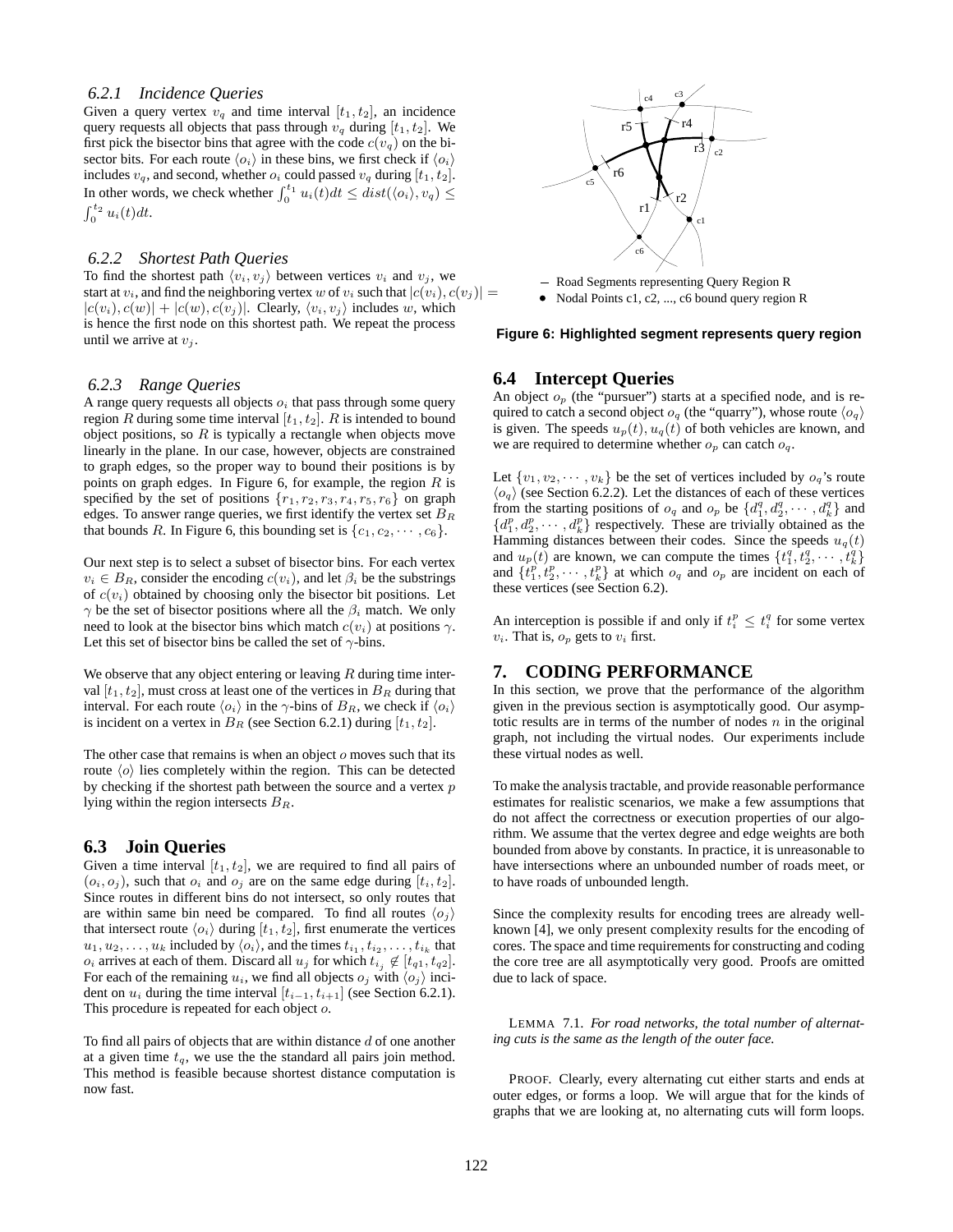### 6.2.1 Incidence Queries

Given a query vertex $v_q$ and time interval $[t_1, t_2]$, an incidence query requests all objects that pass through $v_q$ during $[t_1, t_2]$. We first pick the bisector bins that agree with the code $c(v_q)$ on the bisector bits. For each route $\langle o_i \rangle$ in these bins, we first check if $\langle o_i \rangle$ includes $v_q$, and second, whether $o_i$ could passed $v_q$ during $[t_1, t_2]$. In other words, we check whether $\int_0^{t_1} u_i(t)dt \leq dist(\langle o_i \rangle, v_q) \leq \int_0^{t_2} u_i(t)dt$.

### 6.2.2 Shortest Path Queries

To find the shortest path $\langle v_i, v_j \rangle$ between vertices $v_i$ and $v_j$, we start at $v_i$, and find the neighboring vertex $w$ of $v_i$ such that $|c(v_i), c(v_j)| = |c(v_i), c(w)| + |c(w), c(v_j)|$. Clearly, $\langle v_i, v_j \rangle$ includes $w$, which is hence the first node on this shortest path. We repeat the process until we arrive at $v_j$.

### 6.2.3 Range Queries

A range query requests all objects $o_i$ that pass through some query region $R$ during some time interval $[t_1, t_2]$. $R$ is intended to bound object positions, so $R$ is typically a rectangle when objects move linearly in the plane. In our case, however, objects are constrained to graph edges, so the proper way to bound their positions is by points on graph edges. In Figure 6, for example, the region $R$ is specified by the set of positions $\{r_1, r_2, r_3, r_4, r_5, r_6\}$ on graph edges. To answer range queries, we first identify the vertex set $B_R$ that bounds $R$. In Figure 6, this bounding set is $\{c_1, c_2, \cdots, c_6\}$.

Our next step is to select a subset of bisector bins. For each vertex $v_i \in B_R$, consider the encoding $c(v_i)$, and let $\beta_i$ be the substrings of $c(v_i)$ obtained by choosing only the bisector bit positions. Let $\gamma$ be the set of bisector positions where all the $\beta_i$ match. We only need to look at the bisector bins which match $c(v_i)$ at positions $\gamma$. Let this set of bisector bins be called the set of $\gamma$-bins.

We observe that any object entering or leaving $R$ during time interval $[t_1, t_2]$, must cross at least one of the vertices in $B_R$ during that interval. For each route $\langle o_i \rangle$ in the $\gamma$-bins of $B_R$, we check if $\langle o_i \rangle$ is incident on a vertex in $B_R$ (see Section 6.2.1) during $[t_1, t_2]$.

The other case that remains is when an object $o$ moves such that its route $\langle o \rangle$ lies completely within the region. This can be detected by checking if the shortest path between the source and a vertex $p$ lying within the region intersects $B_R$.

## 6.3 Join Queries

Given a time interval $[t_1, t_2]$, we are required to find all pairs of $(o_i, o_j)$, such that $o_i$ and $o_j$ are on the same edge during $[t_i, t_2]$. Since routes in different bins do not intersect, so only routes that are within same bin need be compared. To find all routes $\langle o_j \rangle$ that intersect route $\langle o_i \rangle$ during $[t_1, t_2]$, first enumerate the vertices $u_1, u_2, \ldots, u_k$ included by $\langle o_i \rangle$, and the times $t_{i_1}, t_{i_2}, \ldots, t_{i_k}$ that $o_i$ arrives at each of them. Discard all $u_j$ for which $t_{i_j} \notin [t_{q1}, t_{q2}]$. For each of the remaining $u_i$, we find all objects $o_j$ with $\langle o_j \rangle$ incident on $u_i$ during the time interval $[t_{i-1}, t_{i+1}]$ (see Section 6.2.1). This procedure is repeated for each object $o$.

To find all pairs of objects that are within distance $d$ of one another at a given time $t_q$, we use the the standard all pairs join method. This method is feasible because shortest distance computation is now fast.

– Road Segments representing Query Region R

• Nodal Points c1, c2, ..., c6 bound query region R

**Figure 6: Highlighted segment represents query region**

## 6.4 Intercept Queries

An object $o_p$ (the "pursuer") starts at a specified node, and is required to catch a second object $o_q$ (the "quarry"), whose route $\langle o_q \rangle$ is given. The speeds $u_p(t), u_q(t)$ of both vehicles are known, and we are required to determine whether $o_p$ can catch $o_q$.

Let $\{v_1, v_2, \cdots, v_k\}$ be the set of vertices included by $o_q$'s route $\langle o_q \rangle$ (see Section 6.2.2). Let the distances of each of these vertices from the starting positions of $o_q$ and $o_p$ be $\{d_1^q, d_2^q, \cdots, d_k^q\}$ and $\{d_1^p, d_2^p, \cdots, d_k^p\}$ respectively. These are trivially obtained as the Hamming distances between their codes. Since the speeds $u_q(t)$ and $u_p(t)$ are known, we can compute the times $\{t_1^q, t_2^q, \cdots, t_k^q\}$ and $\{t_1^p, t_2^p, \cdots, t_k^p\}$ at which $o_q$ and $o_p$ are incident on each of these vertices (see Section 6.2).

An interception is possible if and only if $t_i^p \leq t_i^q$ for some vertex $v_i$. That is, $o_p$ gets to $v_i$ first.

# 7. CODING PERFORMANCE

In this section, we prove that the performance of the algorithm given in the previous section is asymptotically good. Our asymptotic results are in terms of the number of nodes $n$ in the original graph, not including the virtual nodes. Our experiments include these virtual nodes as well.

To make the analysis tractable, and provide reasonable performance estimates for realistic scenarios, we make a few assumptions that do not affect the correctness or execution properties of our algorithm. We assume that the vertex degree and edge weights are both bounded from above by constants. In practice, it is unreasonable to have intersections where an unbounded number of roads meet, or to have roads of unbounded length.

Since the complexity results for encoding trees are already well-known [4], we only present complexity results for the encoding of cores. The space and time requirements for constructing and coding the core tree are all asymptotically very good. Proofs are omitted due to lack of space.

LEMMA 7.1. *For road networks, the total number of alternating cuts is the same as the length of the outer face.*

PROOF. Clearly, every alternating cut either starts and ends at outer edges, or forms a loop. We will argue that for the kinds of graphs that we are looking at, no alternating cuts will form loops.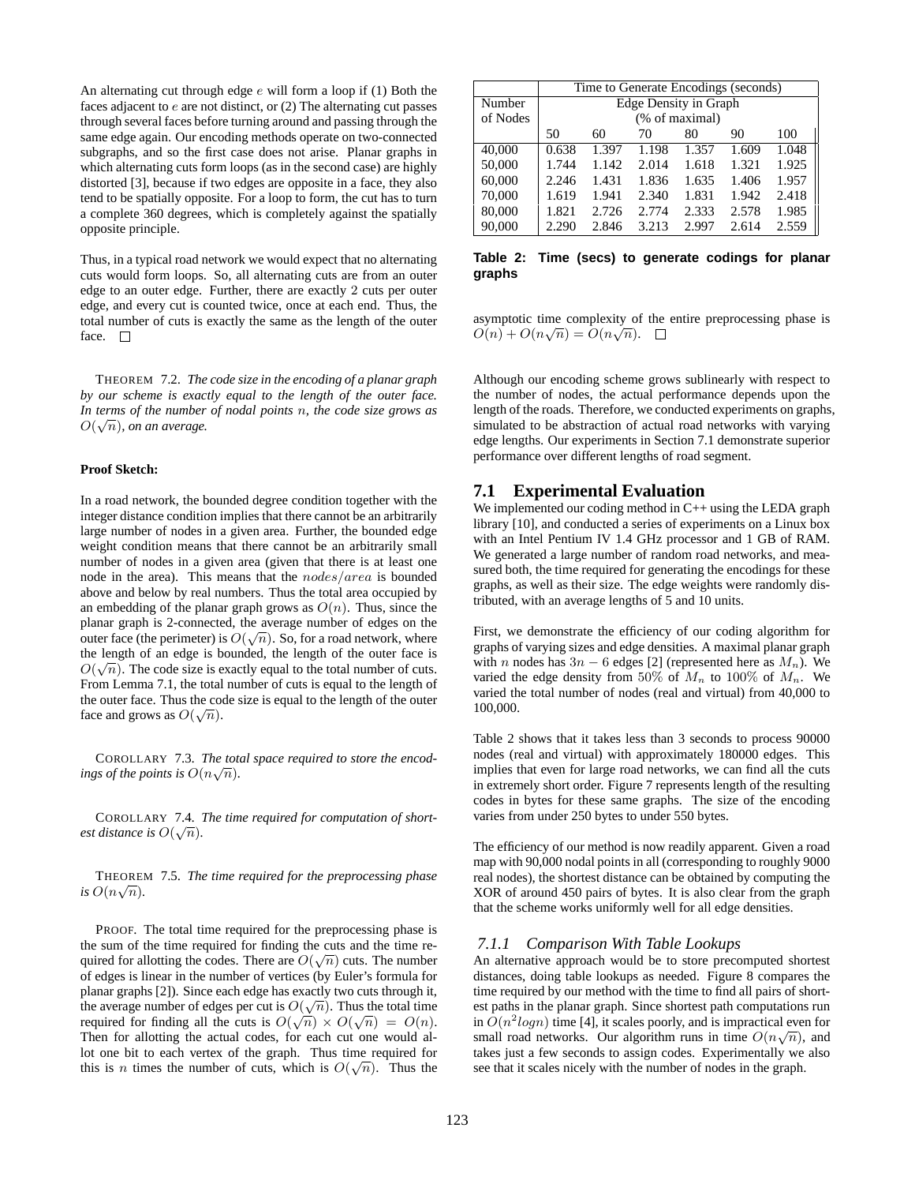An alternating cut through edge $e$ will form a loop if (1) Both the faces adjacent to $e$ are not distinct, or (2) The alternating cut passes through several faces before turning around and passing through the same edge again. Our encoding methods operate on two-connected subgraphs, and so the first case does not arise. Planar graphs in which alternating cuts form loops (as in the second case) are highly distorted [3], because if two edges are opposite in a face, they also tend to be spatially opposite. For a loop to form, the cut has to turn a complete 360 degrees, which is completely against the spatially opposite principle.

Thus, in a typical road network we would expect that no alternating cuts would form loops. So, all alternating cuts are from an outer edge to an outer edge. Further, there are exactly 2 cuts per outer edge, and every cut is counted twice, once at each end. Thus, the total number of cuts is exactly the same as the length of the outer face. □

THEOREM 7.2. *The code size in the encoding of a planar graph by our scheme is exactly equal to the length of the outer face. In terms of the number of nodal points $n$, the code size grows as $O(\sqrt{n})$, on an average.*

**Proof Sketch:**

In a road network, the bounded degree condition together with the integer distance condition implies that there cannot be an arbitrarily large number of nodes in a given area. Further, the bounded edge weight condition means that there cannot be an arbitrarily small number of nodes in a given area (given that there is at least one node in the area). This means that the $nodes/area$ is bounded above and below by real numbers. Thus the total area occupied by an embedding of the planar graph grows as $O(n)$. Thus, since the planar graph is 2-connected, the average number of edges on the outer face (the perimeter) is $O(\sqrt{n})$. So, for a road network, where the length of an edge is bounded, the length of the outer face is $O(\sqrt{n})$. The code size is exactly equal to the total number of cuts. From Lemma 7.1, the total number of cuts is equal to the length of the outer face. Thus the code size is equal to the length of the outer face and grows as $O(\sqrt{n})$.

COROLLARY 7.3. *The total space required to store the encodings of the points is $O(n\sqrt{n})$.*

COROLLARY 7.4. *The time required for computation of shortest distance is $O(\sqrt{n})$.*

THEOREM 7.5. *The time required for the preprocessing phase is $O(n\sqrt{n})$.*

PROOF. The total time required for the preprocessing phase is the sum of the time required for finding the cuts and the time required for allotting the codes. There are $O(\sqrt{n})$ cuts. The number of edges is linear in the number of vertices (by Euler's formula for planar graphs [2]). Since each edge has exactly two cuts through it, the average number of edges per cut is $O(\sqrt{n})$. Thus the total time required for finding all the cuts is $O(\sqrt{n}) \times O(\sqrt{n}) = O(n)$. Then for allotting the actual codes, for each cut one would allot one bit to each vertex of the graph. Thus time required for this is $n$ times the number of cuts, which is $O(\sqrt{n})$. Thus the asymptotic time complexity of the entire preprocessing phase is $O(n) + O(n\sqrt{n}) = O(n\sqrt{n})$. □

| Number of Nodes | Time to Generate Encodings (seconds) — Edge Density in Graph (% of maximal) | | | | | |
|---|---|---|---|---|---|---|
| | 50 | 60 | 70 | 80 | 90 | 100 |
| 40,000 | 0.638 | 1.397 | 1.198 | 1.357 | 1.609 | 1.048 |
| 50,000 | 1.744 | 1.142 | 2.014 | 1.618 | 1.321 | 1.925 |
| 60,000 | 2.246 | 1.431 | 1.836 | 1.635 | 1.406 | 1.957 |
| 70,000 | 1.619 | 1.941 | 2.340 | 1.831 | 1.942 | 2.418 |
| 80,000 | 1.821 | 2.726 | 2.774 | 2.333 | 2.578 | 1.985 |
| 90,000 | 2.290 | 2.846 | 3.213 | 2.997 | 2.614 | 2.559 |

**Table 2: Time (secs) to generate codings for planar graphs**

Although our encoding scheme grows sublinearly with respect to the number of nodes, the actual performance depends upon the length of the roads. Therefore, we conducted experiments on graphs, simulated to be abstraction of actual road networks with varying edge lengths. Our experiments in Section 7.1 demonstrate superior performance over different lengths of road segment.

## 7.1 Experimental Evaluation

We implemented our coding method in C++ using the LEDA graph library [10], and conducted a series of experiments on a Linux box with an Intel Pentium IV 1.4 GHz processor and 1 GB of RAM. We generated a large number of random road networks, and measured both, the time required for generating the encodings for these graphs, as well as their size. The edge weights were randomly distributed, with an average lengths of 5 and 10 units.

First, we demonstrate the efficiency of our coding algorithm for graphs of varying sizes and edge densities. A maximal planar graph with $n$ nodes has $3n - 6$ edges [2] (represented here as $M_n$). We varied the edge density from 50% of $M_n$ to 100% of $M_n$. We varied the total number of nodes (real and virtual) from 40,000 to 100,000.

Table 2 shows that it takes less than 3 seconds to process 90000 nodes (real and virtual) with approximately 180000 edges. This implies that even for large road networks, we can find all the cuts in extremely short order. Figure 7 represents length of the resulting codes in bytes for these same graphs. The size of the encoding varies from under 250 bytes to under 550 bytes.

The efficiency of our method is now readily apparent. Given a road map with 90,000 nodal points in all (corresponding to roughly 9000 real nodes), the shortest distance can be obtained by computing the XOR of around 450 pairs of bytes. It is also clear from the graph that the scheme works uniformly well for all edge densities.

### 7.1.1 *Comparison With Table Lookups*

An alternative approach would be to store precomputed shortest distances, doing table lookups as needed. Figure 8 compares the time required by our method with the time to find all pairs of shortest paths in the planar graph. Since shortest path computations run in $O(n^2 logn)$ time [4], it scales poorly, and is impractical even for small road networks. Our algorithm runs in time $O(n\sqrt{n})$, and takes just a few seconds to assign codes. Experimentally we also see that it scales nicely with the number of nodes in the graph.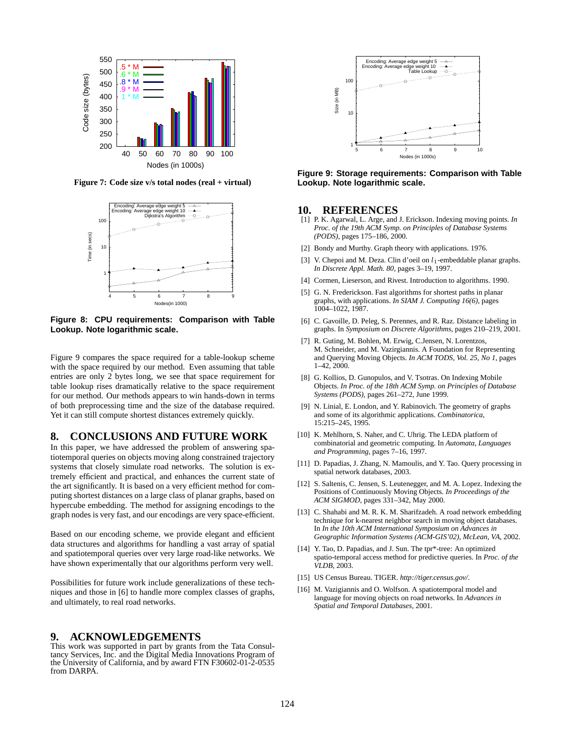550
500
450
400
350
300
250
200

.5 * M
.6 * M
.8 * M
.9 * M
1 * M

Code size (bytes)

40 50 60 70 80 90 100

Nodes (in 1000s)

**Figure 7: Code size v/s total nodes (real + virtual)**

Encoding: Average edge weight 5
Encoding: Average edge weight 10
Dijkstra's Algorithm

Time (in secs)

100
10
1

4 5 6 7 8 9

Nodes(in 1000)

**Figure 8: CPU requirements: Comparison with Table Lookup. Note logarithmic scale.**

Figure 9 compares the space required for a table-lookup scheme with the space required by our method. Even assuming that table entries are only 2 bytes long, we see that space requirement for table lookup rises dramatically relative to the space requirement for our method. Our methods appears to win hands-down in terms of both preprocessing time and the size of the database required. Yet it can still compute shortest distances extremely quickly.

## 8. CONCLUSIONS AND FUTURE WORK

In this paper, we have addressed the problem of answering spatiotemporal queries on objects moving along constrained trajectory systems that closely simulate road networks. The solution is extremely efficient and practical, and enhances the current state of the art significantly. It is based on a very efficient method for computing shortest distances on a large class of planar graphs, based on hypercube embedding. The method for assigning encodings to the graph nodes is very fast, and our encodings are very space-efficient.

Based on our encoding scheme, we provide elegant and efficient data structures and algorithms for handling a vast array of spatial and spatiotemporal queries over very large road-like networks. We have shown experimentally that our algorithms perform very well.

Possibilities for future work include generalizations of these techniques and those in [6] to handle more complex classes of graphs, and ultimately, to real road networks.

## 9. ACKNOWLEDGEMENTS

This work was supported in part by grants from the Tata Consultancy Services, Inc. and the Digital Media Innovations Program of the University of California, and by award FTN F30602-01-2-0535 from DARPA.

Encoding: Average edge weight 5
Encoding: Average edge weight 10
Table Lookup

Size (in MB)

100
10
1

5 6 7 8 9 10

Nodes (in 1000s)

**Figure 9: Storage requirements: Comparison with Table Lookup. Note logarithmic scale.**

## 10. REFERENCES

[1] P. K. Agarwal, L. Arge, and J. Erickson. Indexing moving points. *In Proc. of the 19th ACM Symp. on Principles of Database Systems (PODS)*, pages 175–186, 2000.

[2] Bondy and Murthy. Graph theory with applications. 1976.

[3] V. Chepoi and M. Deza. Clin d'oeil on $l_1$-embeddable planar graphs. *In Discrete Appl. Math. 80*, pages 3–19, 1997.

[4] Cormen, Leiserson, and Rivest. Introduction to algorithms. 1990.

[5] G. N. Frederickson. Fast algorithms for shortest paths in planar graphs, with applications. *In SIAM J. Computing 16(6)*, pages 1004–1022, 1987.

[6] C. Gavoille, D. Peleg, S. Perennes, and R. Raz. Distance labeling in graphs. In *Symposium on Discrete Algorithms*, pages 210–219, 2001.

[7] R. Guting, M. Bohlen, M. Erwig, C.Jensen, N. Lorentzos, M. Schneider, and M. Vazirgiannis. A Foundation for Representing and Querying Moving Objects. *In ACM TODS, Vol. 25, No 1*, pages 1–42, 2000.

[8] G. Kollios, D. Gunopulos, and V. Tsotras. On Indexing Mobile Objects. *In Proc. of the 18th ACM Symp. on Principles of Database Systems (PODS)*, pages 261–272, June 1999.

[9] N. Linial, E. London, and Y. Rabinovich. The geometry of graphs and some of its algorithmic applications. *Combinatorica*, 15:215–245, 1995.

[10] K. Mehlhorn, S. Naher, and C. Uhrig. The LEDA platform of combinatorial and geometric computing. In *Automata, Languages and Programming*, pages 7–16, 1997.

[11] D. Papadias, J. Zhang, N. Mamoulis, and Y. Tao. Query processing in spatial network databases, 2003.

[12] S. Saltenis, C. Jensen, S. Leutenegger, and M. A. Lopez. Indexing the Positions of Continuously Moving Objects. *In Proceedings of the ACM SIGMOD*, pages 331–342, May 2000.

[13] C. Shahabi and M. R. K. M. Sharifzadeh. A road network embedding technique for k-nearest neighbor search in moving object databases. In *In the 10th ACM International Symposium on Advances in Geographic Information Systems (ACM-GIS'02), McLean, VA*, 2002.

[14] Y. Tao, D. Papadias, and J. Sun. The tpr*-tree: An optimized spatio-temporal access method for predictive queries. In *Proc. of the VLDB*, 2003.

[15] US Census Bureau. TIGER. *http://tiger.census.gov/*.

[16] M. Vazigiannis and O. Wolfson. A spatiotemporal model and language for moving objects on road networks. In *Advances in Spatial and Temporal Databases*, 2001.